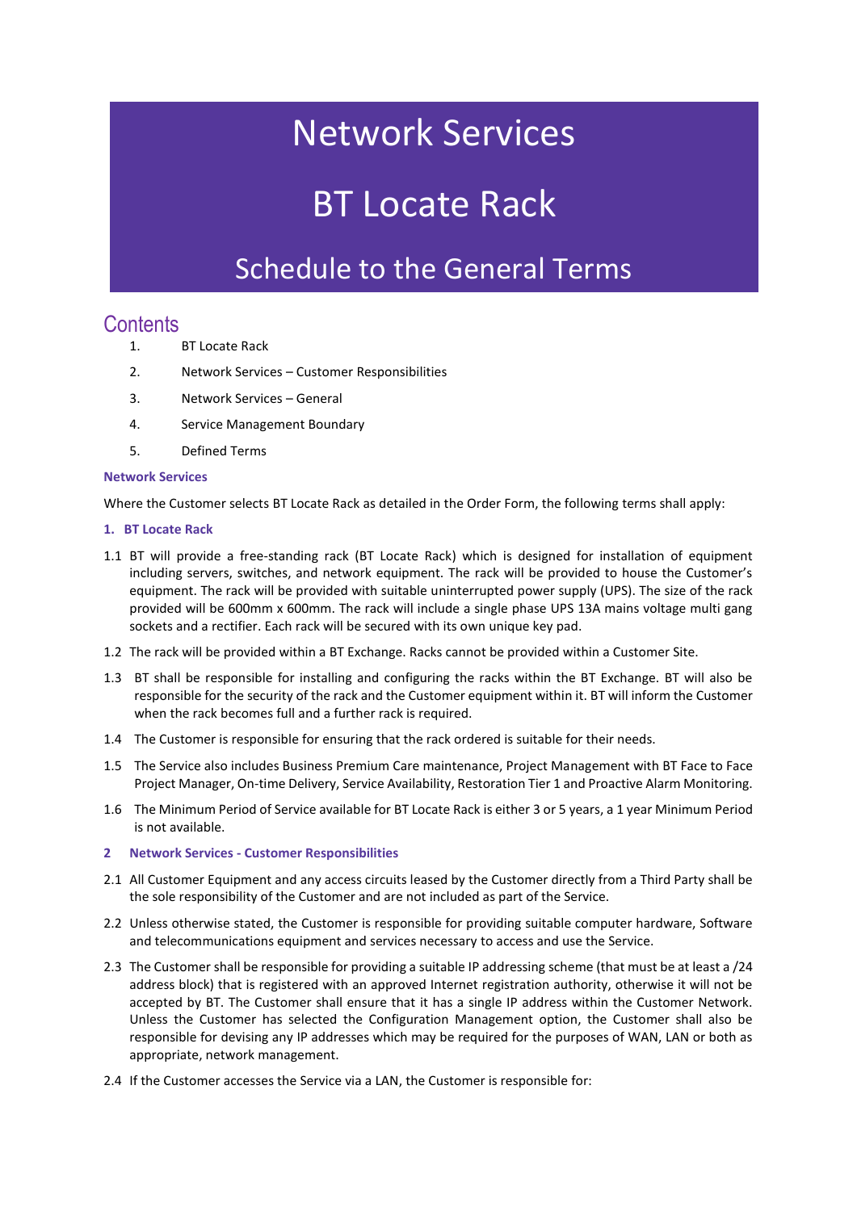# Network Services

# BT Locate Rack

## Schedule to the General Terms

## Contents

1. BT Locate Rack
2. Network Services – Customer Responsibilities
3. Network Services – General
4. Service Management Boundary
5. Defined Terms

### Network Services

Where the Customer selects BT Locate Rack as detailed in the Order Form, the following terms shall apply:

### 1. BT Locate Rack

1.1 BT will provide a free-standing rack (BT Locate Rack) which is designed for installation of equipment including servers, switches, and network equipment. The rack will be provided to house the Customer's equipment. The rack will be provided with suitable uninterrupted power supply (UPS). The size of the rack provided will be 600mm x 600mm. The rack will include a single phase UPS 13A mains voltage multi gang sockets and a rectifier. Each rack will be secured with its own unique key pad.

1.2 The rack will be provided within a BT Exchange. Racks cannot be provided within a Customer Site.

1.3 BT shall be responsible for installing and configuring the racks within the BT Exchange. BT will also be responsible for the security of the rack and the Customer equipment within it. BT will inform the Customer when the rack becomes full and a further rack is required.

1.4 The Customer is responsible for ensuring that the rack ordered is suitable for their needs.

1.5 The Service also includes Business Premium Care maintenance, Project Management with BT Face to Face Project Manager, On-time Delivery, Service Availability, Restoration Tier 1 and Proactive Alarm Monitoring.

1.6 The Minimum Period of Service available for BT Locate Rack is either 3 or 5 years, a 1 year Minimum Period is not available.

### 2 Network Services - Customer Responsibilities

2.1 All Customer Equipment and any access circuits leased by the Customer directly from a Third Party shall be the sole responsibility of the Customer and are not included as part of the Service.

2.2 Unless otherwise stated, the Customer is responsible for providing suitable computer hardware, Software and telecommunications equipment and services necessary to access and use the Service.

2.3 The Customer shall be responsible for providing a suitable IP addressing scheme (that must be at least a /24 address block) that is registered with an approved Internet registration authority, otherwise it will not be accepted by BT. The Customer shall ensure that it has a single IP address within the Customer Network. Unless the Customer has selected the Configuration Management option, the Customer shall also be responsible for devising any IP addresses which may be required for the purposes of WAN, LAN or both as appropriate, network management.

2.4 If the Customer accesses the Service via a LAN, the Customer is responsible for: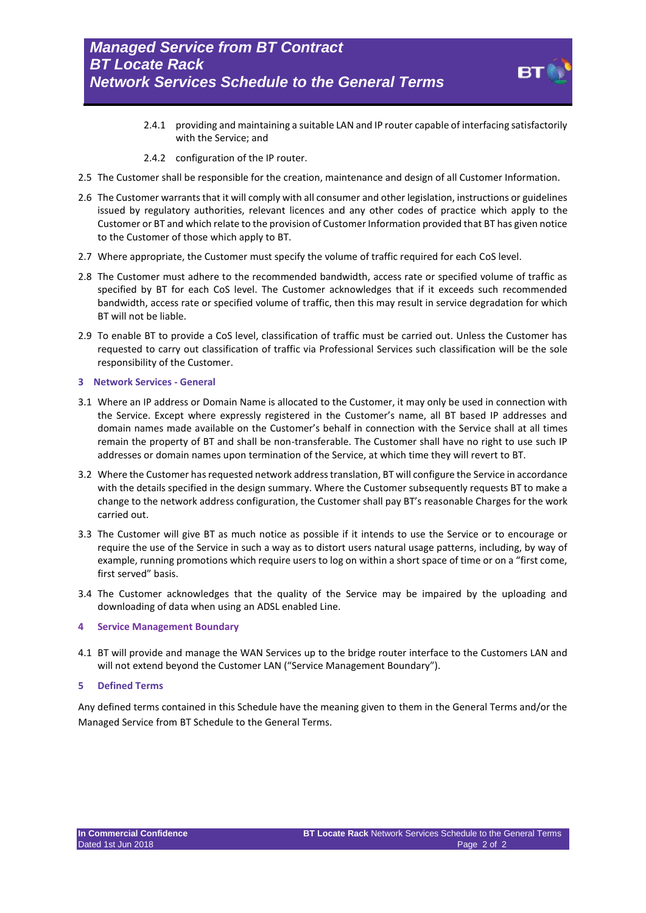2.4.1 providing and maintaining a suitable LAN and IP router capable of interfacing satisfactorily with the Service; and

2.4.2 configuration of the IP router.

2.5 The Customer shall be responsible for the creation, maintenance and design of all Customer Information.

2.6 The Customer warrants that it will comply with all consumer and other legislation, instructions or guidelines issued by regulatory authorities, relevant licences and any other codes of practice which apply to the Customer or BT and which relate to the provision of Customer Information provided that BT has given notice to the Customer of those which apply to BT.

2.7 Where appropriate, the Customer must specify the volume of traffic required for each CoS level.

2.8 The Customer must adhere to the recommended bandwidth, access rate or specified volume of traffic as specified by BT for each CoS level. The Customer acknowledges that if it exceeds such recommended bandwidth, access rate or specified volume of traffic, then this may result in service degradation for which BT will not be liable.

2.9 To enable BT to provide a CoS level, classification of traffic must be carried out. Unless the Customer has requested to carry out classification of traffic via Professional Services such classification will be the sole responsibility of the Customer.

## 3 Network Services - General

3.1 Where an IP address or Domain Name is allocated to the Customer, it may only be used in connection with the Service. Except where expressly registered in the Customer's name, all BT based IP addresses and domain names made available on the Customer's behalf in connection with the Service shall at all times remain the property of BT and shall be non-transferable. The Customer shall have no right to use such IP addresses or domain names upon termination of the Service, at which time they will revert to BT.

3.2 Where the Customer has requested network address translation, BT will configure the Service in accordance with the details specified in the design summary. Where the Customer subsequently requests BT to make a change to the network address configuration, the Customer shall pay BT's reasonable Charges for the work carried out.

3.3 The Customer will give BT as much notice as possible if it intends to use the Service or to encourage or require the use of the Service in such a way as to distort users natural usage patterns, including, by way of example, running promotions which require users to log on within a short space of time or on a "first come, first served" basis.

3.4 The Customer acknowledges that the quality of the Service may be impaired by the uploading and downloading of data when using an ADSL enabled Line.

## 4 Service Management Boundary

4.1 BT will provide and manage the WAN Services up to the bridge router interface to the Customers LAN and will not extend beyond the Customer LAN ("Service Management Boundary").

## 5 Defined Terms

Any defined terms contained in this Schedule have the meaning given to them in the General Terms and/or the Managed Service from BT Schedule to the General Terms.